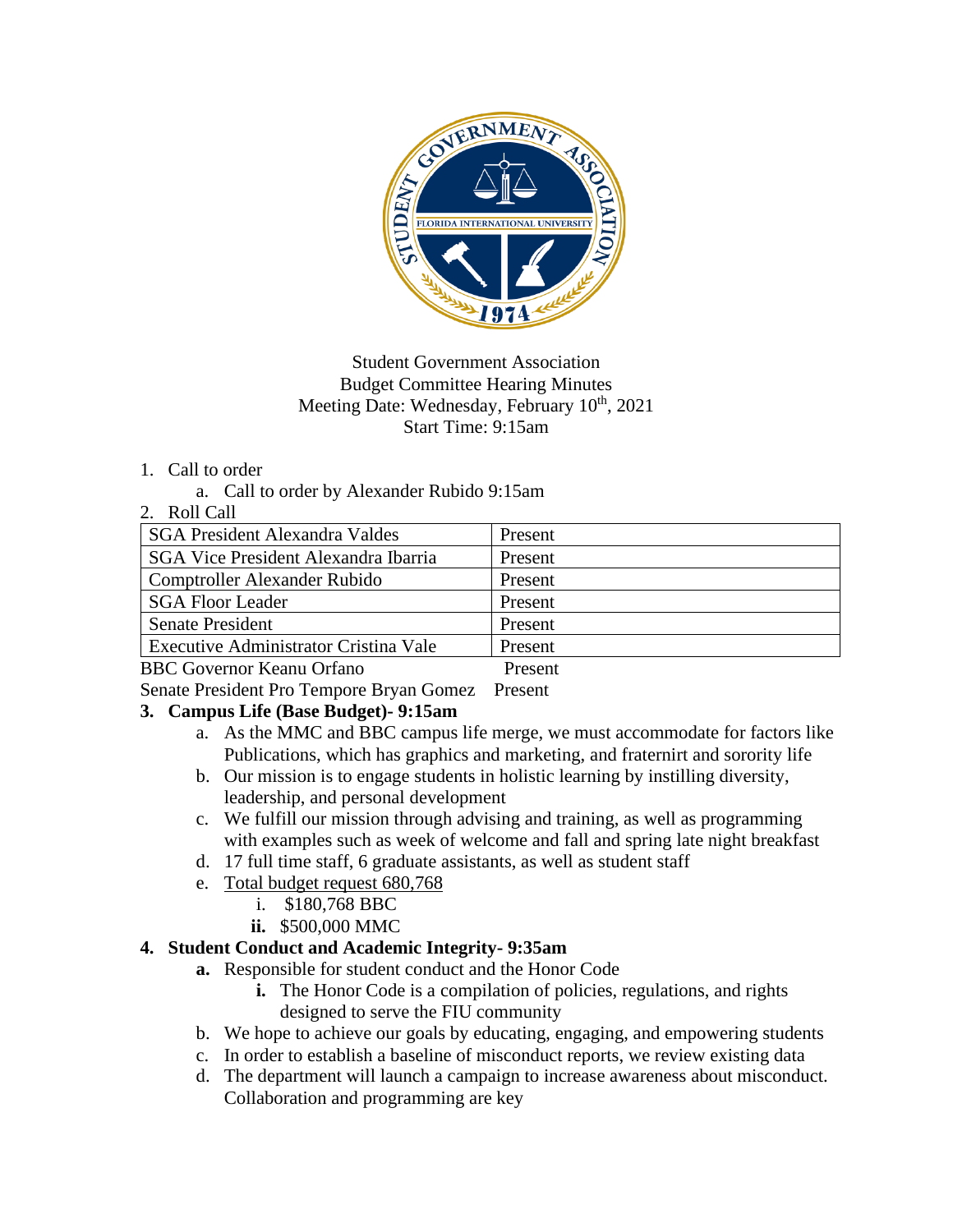Student Government Association
Budget Committee Hearing Minutes
Meeting Date: Wednesday, February 10th, 2021
Start Time: 9:15am

1. Call to order
    a. Call to order by Alexander Rubido 9:15am
2. Roll Call

| | |
|---|---|
| SGA President Alexandra Valdes | Present |
| SGA Vice President Alexandra Ibarria | Present |
| Comptroller Alexander Rubido | Present |
| SGA Floor Leader | Present |
| Senate President | Present |
| Executive Administrator Cristina Vale | Present |
| BBC Governor Keanu Orfano | Present |
| Senate President Pro Tempore Bryan Gomez | Present |

**3. Campus Life (Base Budget)- 9:15am**

a. As the MMC and BBC campus life merge, we must accommodate for factors like Publications, which has graphics and marketing, and fraternirt and sorority life
b. Our mission is to engage students in holistic learning by instilling diversity, leadership, and personal development
c. We fulfill our mission through advising and training, as well as programming with examples such as week of welcome and fall and spring late night breakfast
d. 17 full time staff, 6 graduate assistants, as well as student staff
e. Total budget request 680,768
    i. $180,768 BBC
    **ii.** $500,000 MMC

**4. Student Conduct and Academic Integrity- 9:35am**

**a.** Responsible for student conduct and the Honor Code
    **i.** The Honor Code is a compilation of policies, regulations, and rights designed to serve the FIU community
b. We hope to achieve our goals by educating, engaging, and empowering students
c. In order to establish a baseline of misconduct reports, we review existing data
d. The department will launch a campaign to increase awareness about misconduct. Collaboration and programming are key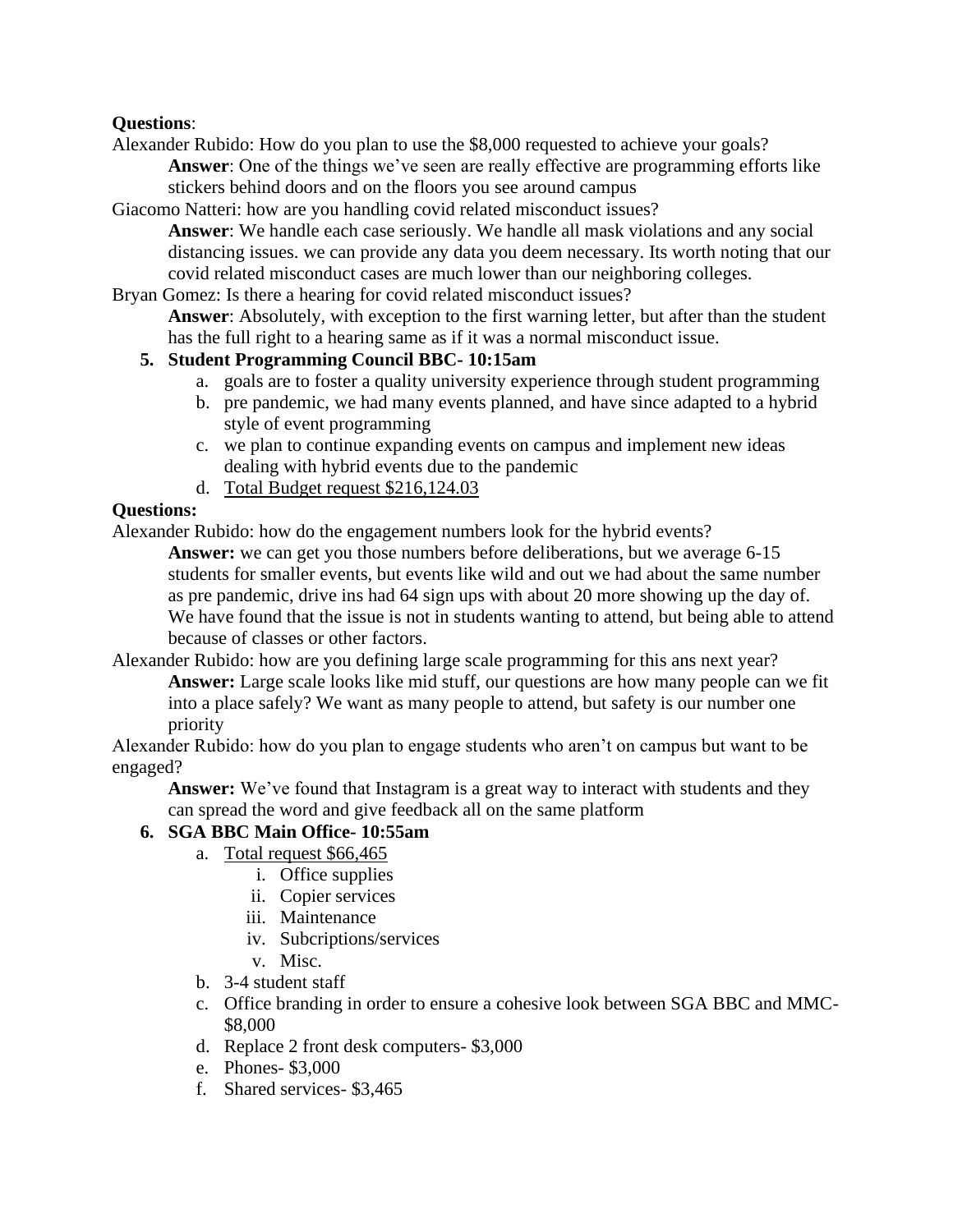**Questions**:

Alexander Rubido: How do you plan to use the $8,000 requested to achieve your goals?

> **Answer**: One of the things we've seen are really effective are programming efforts like stickers behind doors and on the floors you see around campus

Giacomo Natteri: how are you handling covid related misconduct issues?

> **Answer**: We handle each case seriously. We handle all mask violations and any social distancing issues. we can provide any data you deem necessary. Its worth noting that our covid related misconduct cases are much lower than our neighboring colleges.

Bryan Gomez: Is there a hearing for covid related misconduct issues?

> **Answer**: Absolutely, with exception to the first warning letter, but after than the student has the full right to a hearing same as if it was a normal misconduct issue.

5. **Student Programming Council BBC- 10:15am**
    a. goals are to foster a quality university experience through student programming
    b. pre pandemic, we had many events planned, and have since adapted to a hybrid style of event programming
    c. we plan to continue expanding events on campus and implement new ideas dealing with hybrid events due to the pandemic
    d. <u>Total Budget request $216,124.03</u>

**Questions:**

Alexander Rubido: how do the engagement numbers look for the hybrid events?

> **Answer:** we can get you those numbers before deliberations, but we average 6-15 students for smaller events, but events like wild and out we had about the same number as pre pandemic, drive ins had 64 sign ups with about 20 more showing up the day of. We have found that the issue is not in students wanting to attend, but being able to attend because of classes or other factors.

Alexander Rubido: how are you defining large scale programming for this ans next year?

> **Answer:** Large scale looks like mid stuff, our questions are how many people can we fit into a place safely? We want as many people to attend, but safety is our number one priority

Alexander Rubido: how do you plan to engage students who aren't on campus but want to be engaged?

> **Answer:** We've found that Instagram is a great way to interact with students and they can spread the word and give feedback all on the same platform

6. **SGA BBC Main Office- 10:55am**
    a. <u>Total request $66,465</u>
        i. Office supplies
        ii. Copier services
        iii. Maintenance
        iv. Subcriptions/services
        v. Misc.
    b. 3-4 student staff
    c. Office branding in order to ensure a cohesive look between SGA BBC and MMC- $8,000
    d. Replace 2 front desk computers- $3,000
    e. Phones- $3,000
    f. Shared services- $3,465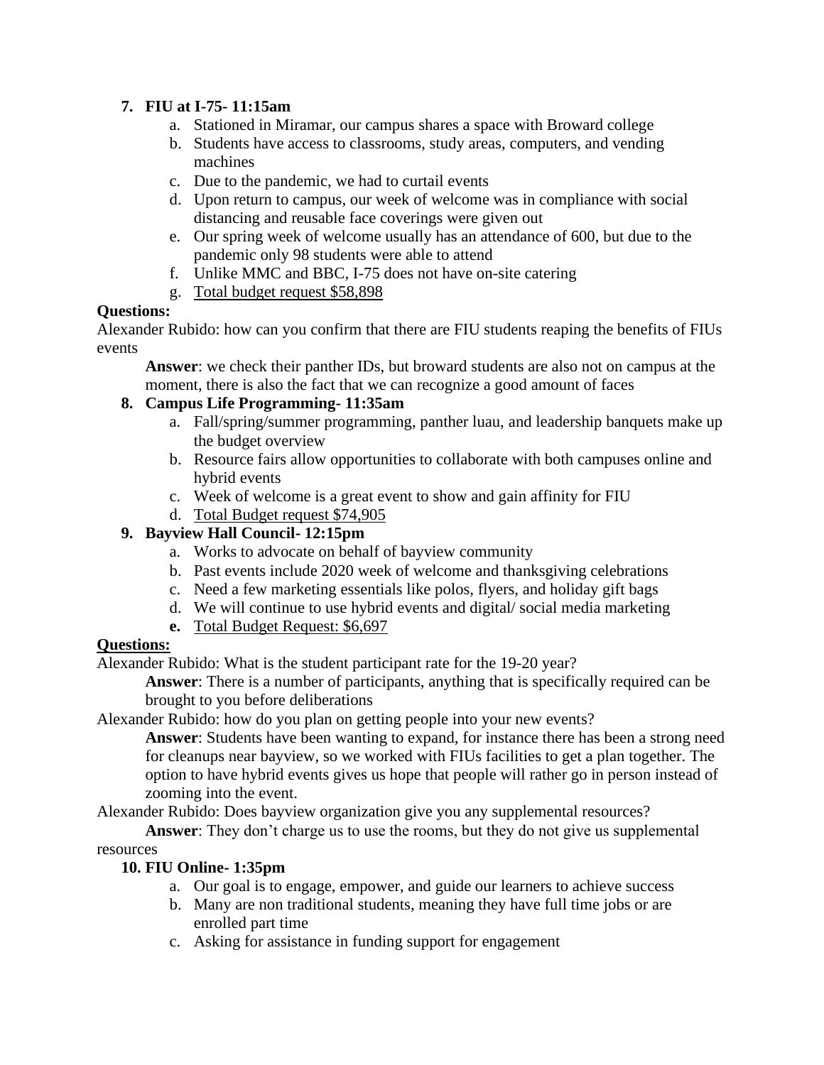7. **FIU at I-75- 11:15am**
    a. Stationed in Miramar, our campus shares a space with Broward college
    b. Students have access to classrooms, study areas, computers, and vending machines
    c. Due to the pandemic, we had to curtail events
    d. Upon return to campus, our week of welcome was in compliance with social distancing and reusable face coverings were given out
    e. Our spring week of welcome usually has an attendance of 600, but due to the pandemic only 98 students were able to attend
    f. Unlike MMC and BBC, I-75 does not have on-site catering
    g. <u>Total budget request $58,898</u>

**Questions:**

Alexander Rubido: how can you confirm that there are FIU students reaping the benefits of FIUs events

> **Answer**: we check their panther IDs, but broward students are also not on campus at the moment, there is also the fact that we can recognize a good amount of faces

8. **Campus Life Programming- 11:35am**
    a. Fall/spring/summer programming, panther luau, and leadership banquets make up the budget overview
    b. Resource fairs allow opportunities to collaborate with both campuses online and hybrid events
    c. Week of welcome is a great event to show and gain affinity for FIU
    d. <u>Total Budget request $74,905</u>
9. **Bayview Hall Council- 12:15pm**
    a. Works to advocate on behalf of bayview community
    b. Past events include 2020 week of welcome and thanksgiving celebrations
    c. Need a few marketing essentials like polos, flyers, and holiday gift bags
    d. We will continue to use hybrid events and digital/ social media marketing
    e. <u>Total Budget Request: $6,697</u>

**<u>Questions:</u>**

Alexander Rubido: What is the student participant rate for the 19-20 year?

> **Answer**: There is a number of participants, anything that is specifically required can be brought to you before deliberations

Alexander Rubido: how do you plan on getting people into your new events?

> **Answer**: Students have been wanting to expand, for instance there has been a strong need for cleanups near bayview, so we worked with FIUs facilities to get a plan together. The option to have hybrid events gives us hope that people will rather go in person instead of zooming into the event.

Alexander Rubido: Does bayview organization give you any supplemental resources?

> **Answer**: They don't charge us to use the rooms, but they do not give us supplemental resources

10. **FIU Online- 1:35pm**
    a. Our goal is to engage, empower, and guide our learners to achieve success
    b. Many are non traditional students, meaning they have full time jobs or are enrolled part time
    c. Asking for assistance in funding support for engagement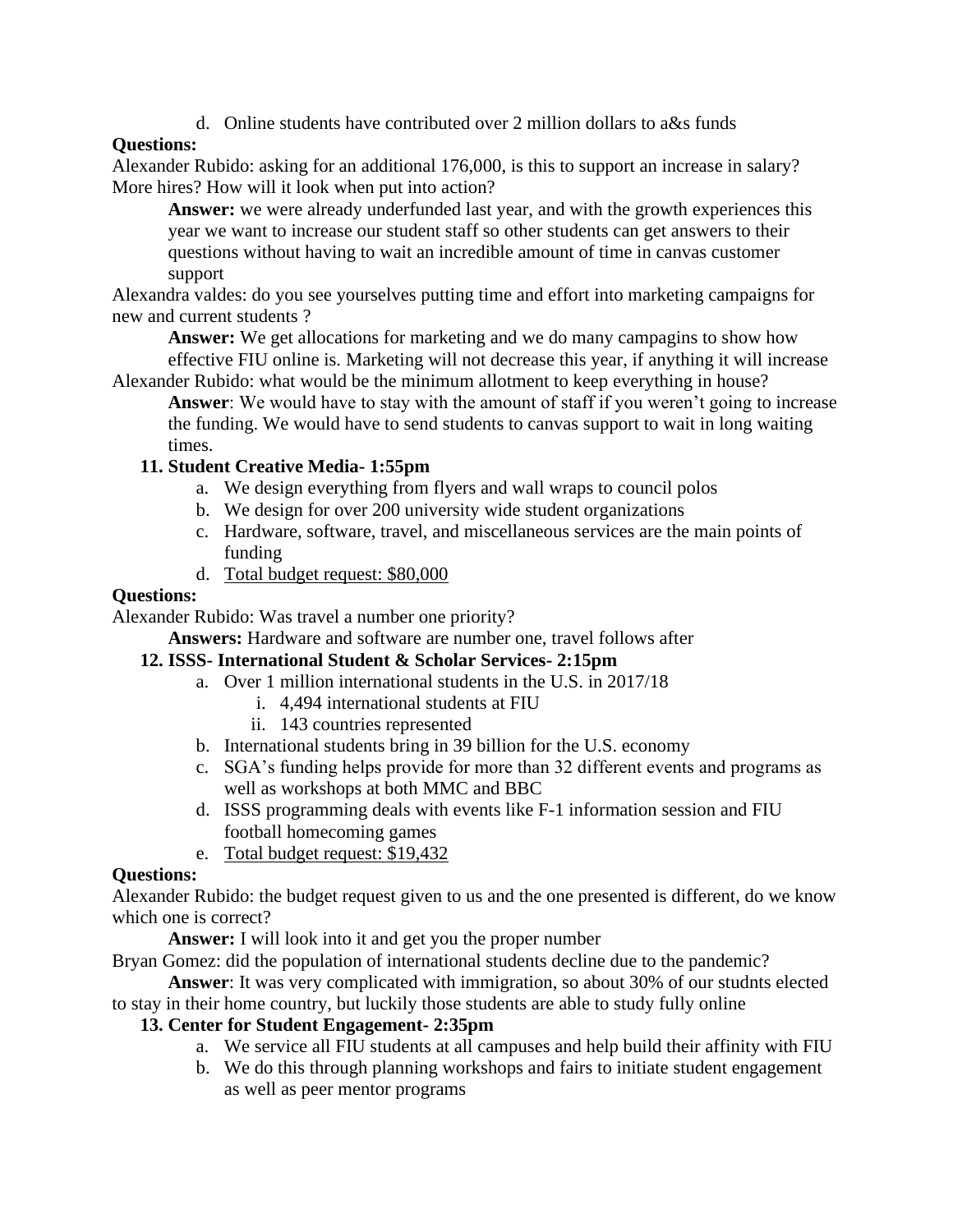d. Online students have contributed over 2 million dollars to a&s funds

**Questions:**

Alexander Rubido: asking for an additional 176,000, is this to support an increase in salary? More hires? How will it look when put into action?

> **Answer:** we were already underfunded last year, and with the growth experiences this year we want to increase our student staff so other students can get answers to their questions without having to wait an incredible amount of time in canvas customer support

Alexandra valdes: do you see yourselves putting time and effort into marketing campaigns for new and current students ?

> **Answer:** We get allocations for marketing and we do many campagins to show how effective FIU online is. Marketing will not decrease this year, if anything it will increase

Alexander Rubido: what would be the minimum allotment to keep everything in house?

> **Answer**: We would have to stay with the amount of staff if you weren't going to increase the funding. We would have to send students to canvas support to wait in long waiting times.

**11. Student Creative Media- 1:55pm**

a. We design everything from flyers and wall wraps to council polos
b. We design for over 200 university wide student organizations
c. Hardware, software, travel, and miscellaneous services are the main points of funding
d. <u>Total budget request: $80,000</u>

**Questions:**

Alexander Rubido: Was travel a number one priority?

> **Answers:** Hardware and software are number one, travel follows after

**12. ISSS- International Student & Scholar Services- 2:15pm**

a. Over 1 million international students in the U.S. in 2017/18
   i. 4,494 international students at FIU
   ii. 143 countries represented
b. International students bring in 39 billion for the U.S. economy
c. SGA's funding helps provide for more than 32 different events and programs as well as workshops at both MMC and BBC
d. ISSS programming deals with events like F-1 information session and FIU football homecoming games
e. <u>Total budget request: $19,432</u>

**Questions:**

Alexander Rubido: the budget request given to us and the one presented is different, do we know which one is correct?

> **Answer:** I will look into it and get you the proper number

Bryan Gomez: did the population of international students decline due to the pandemic?

> **Answer**: It was very complicated with immigration, so about 30% of our studnts elected to stay in their home country, but luckily those students are able to study fully online

**13. Center for Student Engagement- 2:35pm**

a. We service all FIU students at all campuses and help build their affinity with FIU
b. We do this through planning workshops and fairs to initiate student engagement as well as peer mentor programs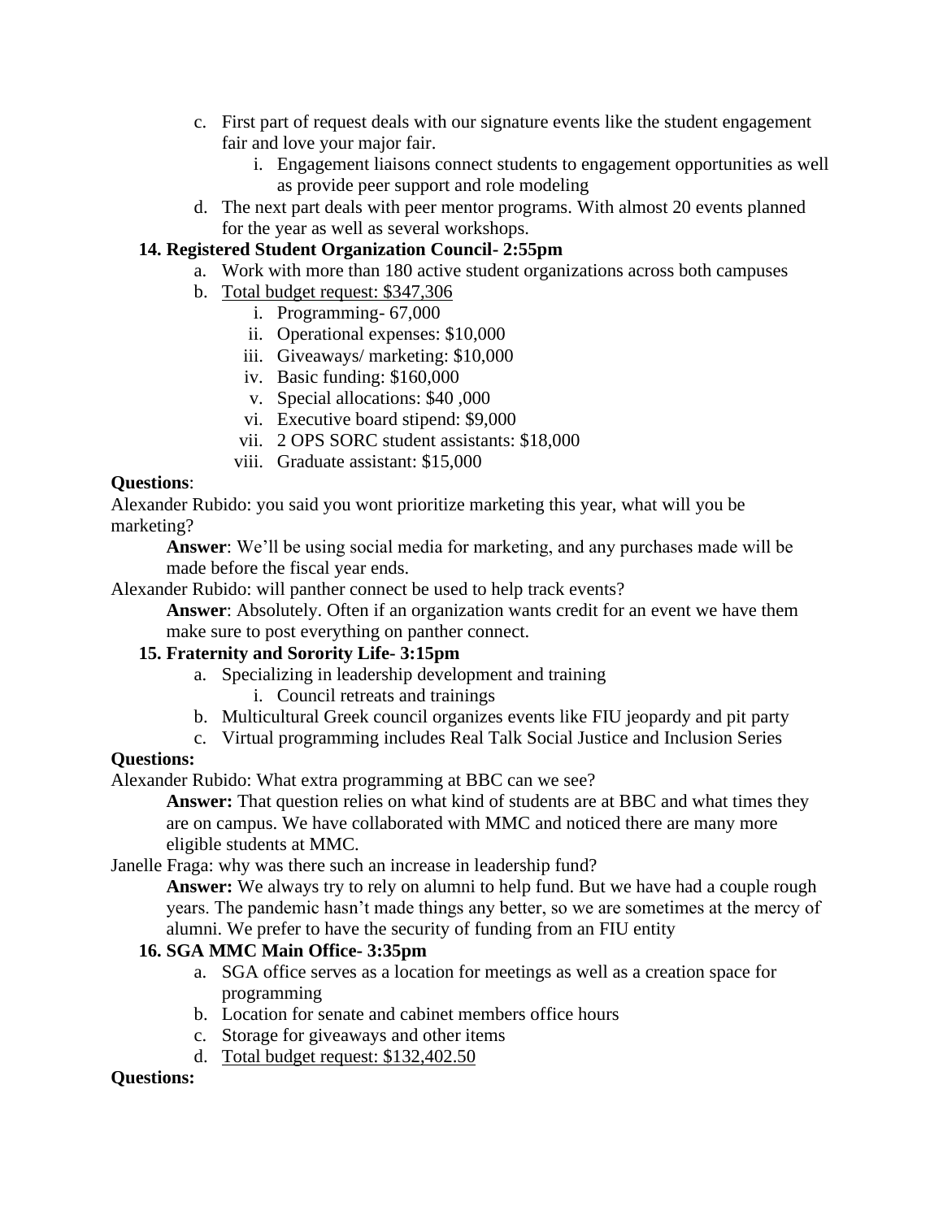c. First part of request deals with our signature events like the student engagement fair and love your major fair.
      i. Engagement liaisons connect students to engagement opportunities as well as provide peer support and role modeling
   d. The next part deals with peer mentor programs. With almost 20 events planned for the year as well as several workshops.

**14. Registered Student Organization Council- 2:55pm**

   a. Work with more than 180 active student organizations across both campuses
   b. <u>Total budget request: $347,306</u>
      i. Programming- 67,000
      ii. Operational expenses: $10,000
      iii. Giveaways/ marketing: $10,000
      iv. Basic funding: $160,000
      v. Special allocations: $40 ,000
      vi. Executive board stipend: $9,000
      vii. 2 OPS SORC student assistants: $18,000
      viii. Graduate assistant: $15,000

**Questions**:

Alexander Rubido: you said you wont prioritize marketing this year, what will you be marketing?

> **Answer**: We'll be using social media for marketing, and any purchases made will be made before the fiscal year ends.

Alexander Rubido: will panther connect be used to help track events?

> **Answer**: Absolutely. Often if an organization wants credit for an event we have them make sure to post everything on panther connect.

**15. Fraternity and Sorority Life- 3:15pm**

   a. Specializing in leadership development and training
      i. Council retreats and trainings
   b. Multicultural Greek council organizes events like FIU jeopardy and pit party
   c. Virtual programming includes Real Talk Social Justice and Inclusion Series

**Questions:**

Alexander Rubido: What extra programming at BBC can we see?

> **Answer:** That question relies on what kind of students are at BBC and what times they are on campus. We have collaborated with MMC and noticed there are many more eligible students at MMC.

Janelle Fraga: why was there such an increase in leadership fund?

> **Answer:** We always try to rely on alumni to help fund. But we have had a couple rough years. The pandemic hasn't made things any better, so we are sometimes at the mercy of alumni. We prefer to have the security of funding from an FIU entity

**16. SGA MMC Main Office- 3:35pm**

   a. SGA office serves as a location for meetings as well as a creation space for programming
   b. Location for senate and cabinet members office hours
   c. Storage for giveaways and other items
   d. <u>Total budget request: $132,402.50</u>

**Questions:**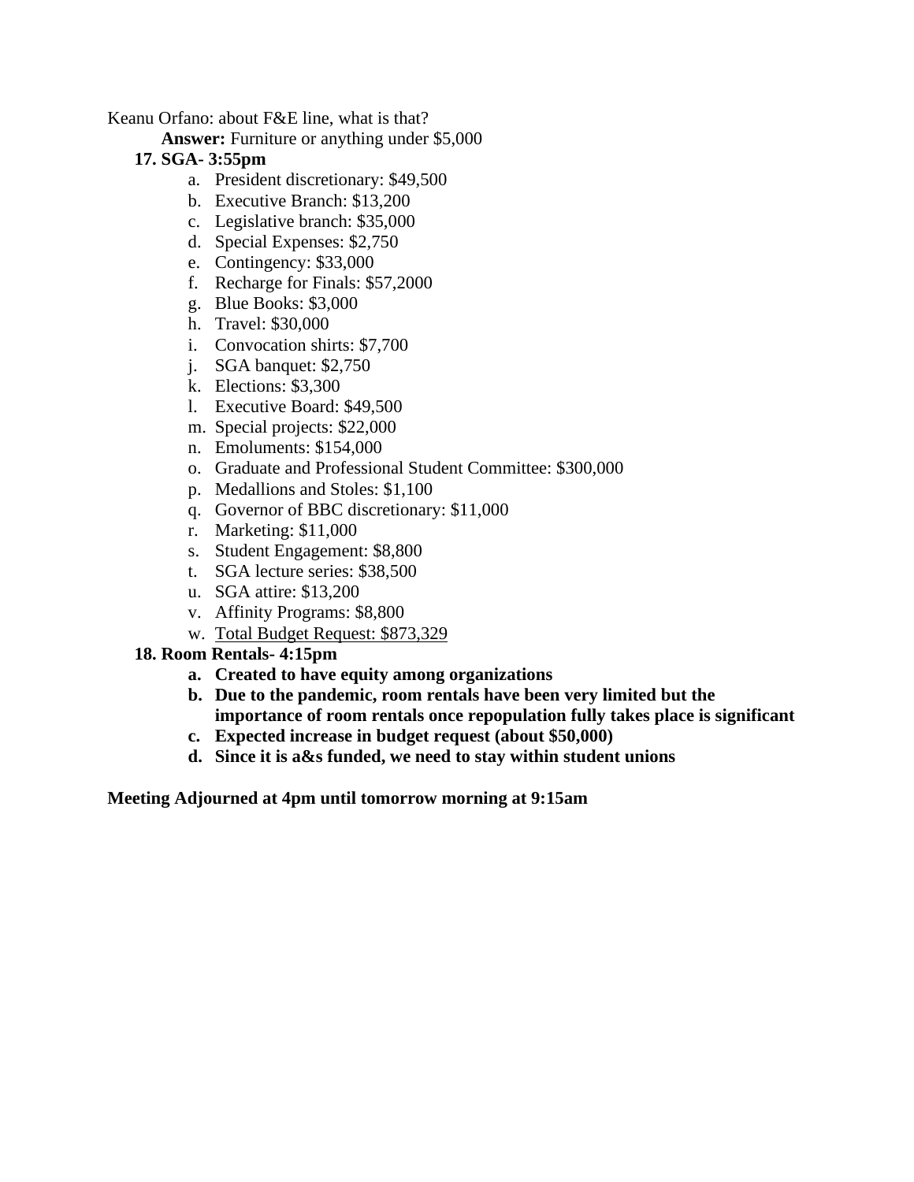Keanu Orfano: about F&E line, what is that?

**Answer:** Furniture or anything under $5,000

17. **SGA- 3:55pm**
    a. President discretionary: $49,500
    b. Executive Branch: $13,200
    c. Legislative branch: $35,000
    d. Special Expenses: $2,750
    e. Contingency: $33,000
    f. Recharge for Finals: $57,2000
    g. Blue Books: $3,000
    h. Travel: $30,000
    i. Convocation shirts: $7,700
    j. SGA banquet: $2,750
    k. Elections: $3,300
    l. Executive Board: $49,500
    m. Special projects: $22,000
    n. Emoluments: $154,000
    o. Graduate and Professional Student Committee: $300,000
    p. Medallions and Stoles: $1,100
    q. Governor of BBC discretionary: $11,000
    r. Marketing: $11,000
    s. Student Engagement: $8,800
    t. SGA lecture series: $38,500
    u. SGA attire: $13,200
    v. Affinity Programs: $8,800
    w. <u>Total Budget Request: $873,329</u>
18. **Room Rentals- 4:15pm**
    a. **Created to have equity among organizations**
    b. **Due to the pandemic, room rentals have been very limited but the importance of room rentals once repopulation fully takes place is significant**
    c. **Expected increase in budget request (about $50,000)**
    d. **Since it is a&s funded, we need to stay within student unions**

**Meeting Adjourned at 4pm until tomorrow morning at 9:15am**